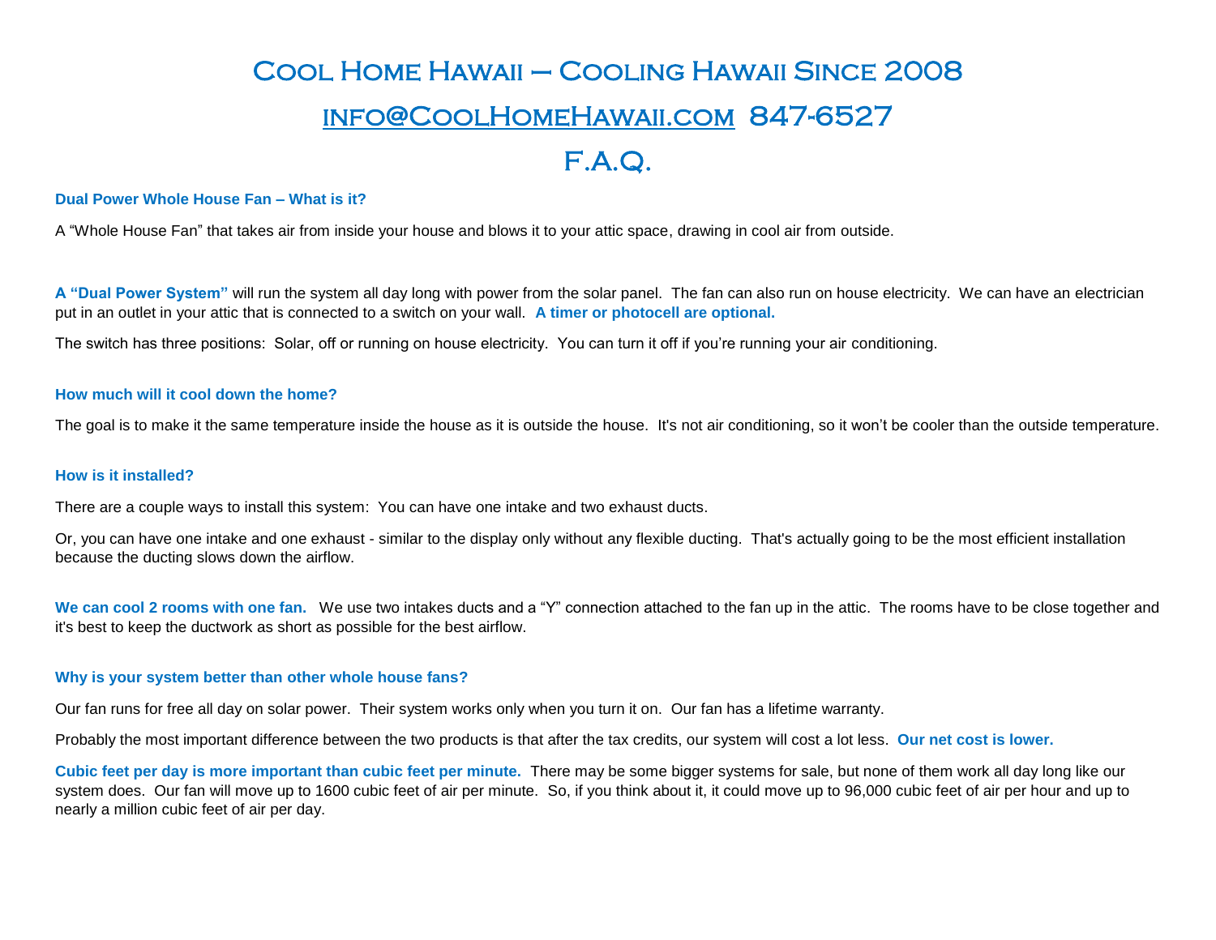# Cool Home Hawaii – Cooling Hawaii Since 2008

# info@CoolHomeHawaii.com 847-6527

# F.A.Q.

### Dual Power Whole House Fan – What is it?

A "Whole House Fan" that takes air from inside your house and blows it to your attic space, drawing in cool air from outside.

**A "Dual Power System"** will run the system all day long with power from the solar panel. The fan can also run on house electricity. We can have an electrician put in an outlet in your attic that is connected to a switch on your wall. **A timer or photocell are optional.**

The switch has three positions: Solar, off or running on house electricity. You can turn it off if you're running your air conditioning.

### How much will it cool down the home?

The goal is to make it the same temperature inside the house as it is outside the house. It's not air conditioning, so it won't be cooler than the outside temperature.

### How is it installed?

There are a couple ways to install this system: You can have one intake and two exhaust ducts.

Or, you can have one intake and one exhaust - similar to the display only without any flexible ducting. That's actually going to be the most efficient installation because the ducting slows down the airflow.

**We can cool 2 rooms with one fan.** We use two intakes ducts and a "Y" connection attached to the fan up in the attic. The rooms have to be close together and it's best to keep the ductwork as short as possible for the best airflow.

### Why is your system better than other whole house fans?

Our fan runs for free all day on solar power. Their system works only when you turn it on. Our fan has a lifetime warranty.

Probably the most important difference between the two products is that after the tax credits, our system will cost a lot less. **Our net cost is lower.**

**Cubic feet per day is more important than cubic feet per minute.** There may be some bigger systems for sale, but none of them work all day long like our system does. Our fan will move up to 1600 cubic feet of air per minute. So, if you think about it, it could move up to 96,000 cubic feet of air per hour and up to nearly a million cubic feet of air per day.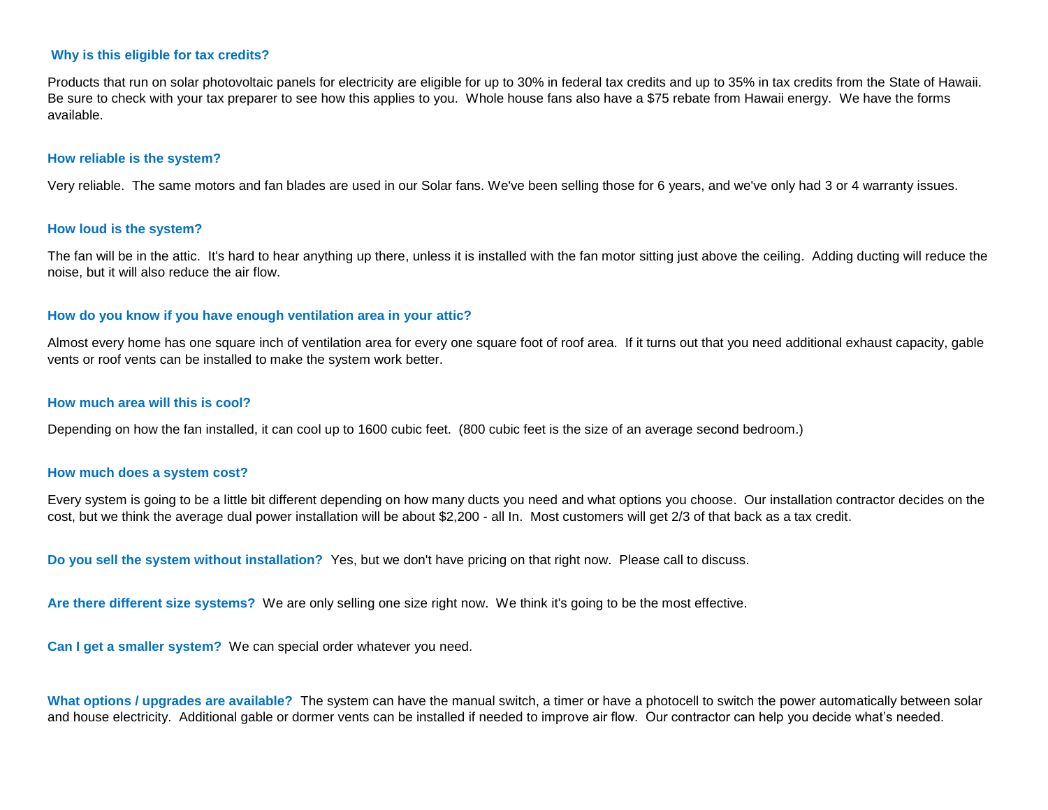### Why is this eligible for tax credits?

Products that run on solar photovoltaic panels for electricity are eligible for up to 30% in federal tax credits and up to 35% in tax credits from the State of Hawaii. Be sure to check with your tax preparer to see how this applies to you. Whole house fans also have a $75 rebate from Hawaii energy. We have the forms available.

### How reliable is the system?

Very reliable. The same motors and fan blades are used in our Solar fans. We've been selling those for 6 years, and we've only had 3 or 4 warranty issues.

### How loud is the system?

The fan will be in the attic. It's hard to hear anything up there, unless it is installed with the fan motor sitting just above the ceiling. Adding ducting will reduce the noise, but it will also reduce the air flow.

### How do you know if you have enough ventilation area in your attic?

Almost every home has one square inch of ventilation area for every one square foot of roof area. If it turns out that you need additional exhaust capacity, gable vents or roof vents can be installed to make the system work better.

### How much area will this is cool?

Depending on how the fan installed, it can cool up to 1600 cubic feet. (800 cubic feet is the size of an average second bedroom.)

### How much does a system cost?

Every system is going to be a little bit different depending on how many ducts you need and what options you choose. Our installation contractor decides on the cost, but we think the average dual power installation will be about $2,200 - all In. Most customers will get 2/3 of that back as a tax credit.

**Do you sell the system without installation?** Yes, but we don't have pricing on that right now. Please call to discuss.

**Are there different size systems?** We are only selling one size right now. We think it's going to be the most effective.

**Can I get a smaller system?** We can special order whatever you need.

**What options / upgrades are available?** The system can have the manual switch, a timer or have a photocell to switch the power automatically between solar and house electricity. Additional gable or dormer vents can be installed if needed to improve air flow. Our contractor can help you decide what's needed.